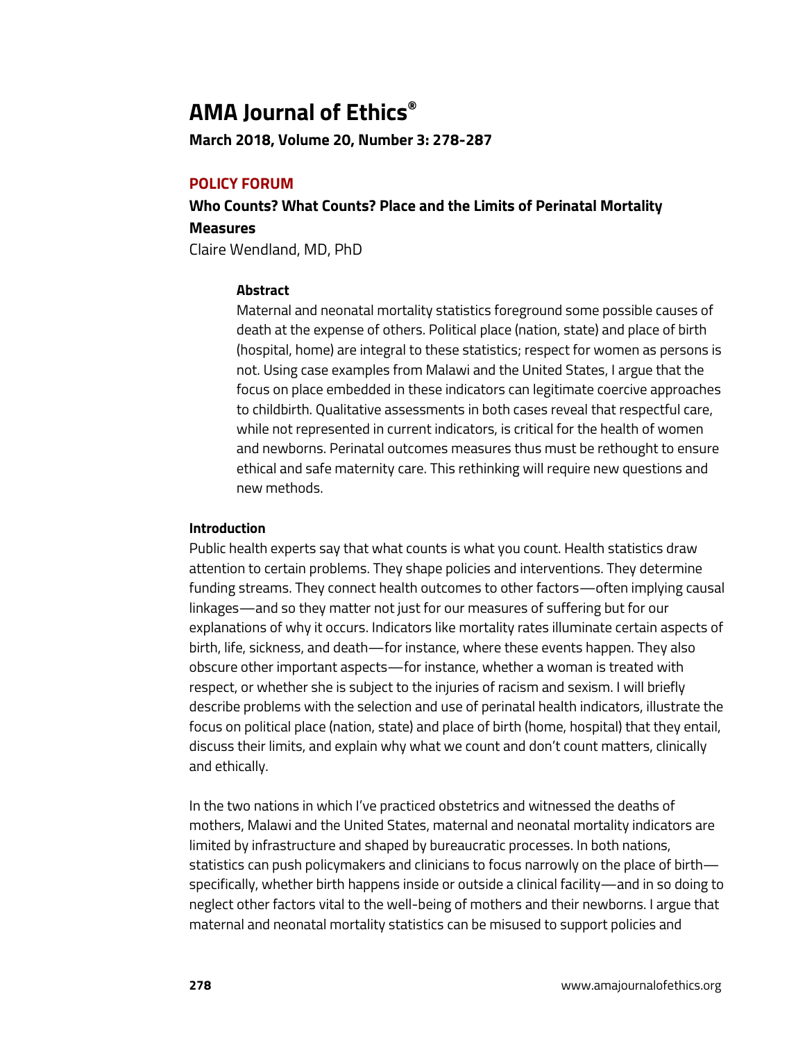# AMA Journal of Ethics®

**March 2018, Volume 20, Number 3: 278-287**

## POLICY FORUM

### Who Counts? What Counts? Place and the Limits of Perinatal Mortality Measures

Claire Wendland, MD, PhD

#### Abstract

Maternal and neonatal mortality statistics foreground some possible causes of death at the expense of others. Political place (nation, state) and place of birth (hospital, home) are integral to these statistics; respect for women as persons is not. Using case examples from Malawi and the United States, I argue that the focus on place embedded in these indicators can legitimate coercive approaches to childbirth. Qualitative assessments in both cases reveal that respectful care, while not represented in current indicators, is critical for the health of women and newborns. Perinatal outcomes measures thus must be rethought to ensure ethical and safe maternity care. This rethinking will require new questions and new methods.

#### Introduction

Public health experts say that what counts is what you count. Health statistics draw attention to certain problems. They shape policies and interventions. They determine funding streams. They connect health outcomes to other factors—often implying causal linkages—and so they matter not just for our measures of suffering but for our explanations of why it occurs. Indicators like mortality rates illuminate certain aspects of birth, life, sickness, and death—for instance, where these events happen. They also obscure other important aspects—for instance, whether a woman is treated with respect, or whether she is subject to the injuries of racism and sexism. I will briefly describe problems with the selection and use of perinatal health indicators, illustrate the focus on political place (nation, state) and place of birth (home, hospital) that they entail, discuss their limits, and explain why what we count and don't count matters, clinically and ethically.

In the two nations in which I've practiced obstetrics and witnessed the deaths of mothers, Malawi and the United States, maternal and neonatal mortality indicators are limited by infrastructure and shaped by bureaucratic processes. In both nations, statistics can push policymakers and clinicians to focus narrowly on the place of birth—specifically, whether birth happens inside or outside a clinical facility—and in so doing to neglect other factors vital to the well-being of mothers and their newborns. I argue that maternal and neonatal mortality statistics can be misused to support policies and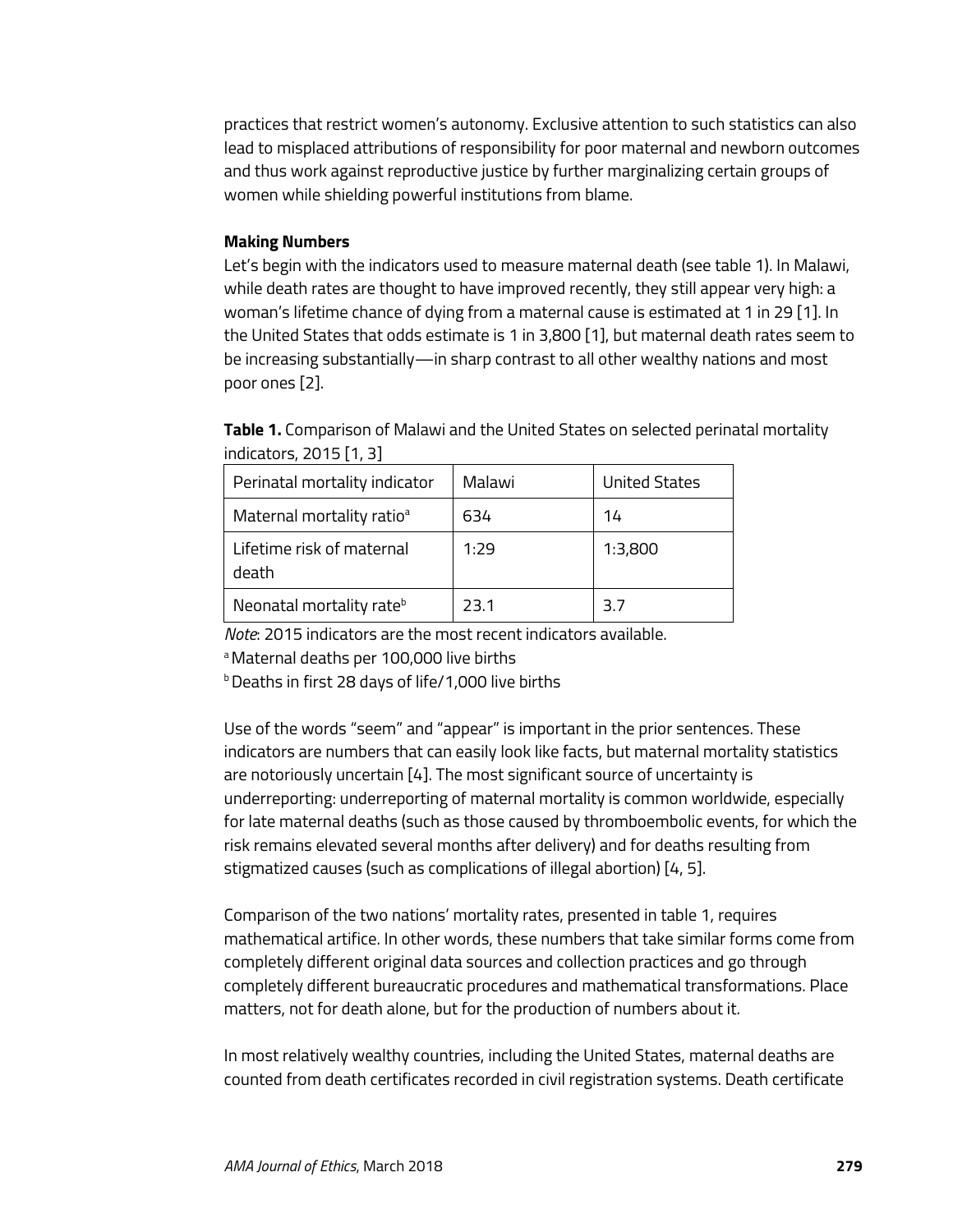practices that restrict women's autonomy. Exclusive attention to such statistics can also lead to misplaced attributions of responsibility for poor maternal and newborn outcomes and thus work against reproductive justice by further marginalizing certain groups of women while shielding powerful institutions from blame.

**Making Numbers**

Let's begin with the indicators used to measure maternal death (see table 1). In Malawi, while death rates are thought to have improved recently, they still appear very high: a woman's lifetime chance of dying from a maternal cause is estimated at 1 in 29 [1]. In the United States that odds estimate is 1 in 3,800 [1], but maternal death rates seem to be increasing substantially—in sharp contrast to all other wealthy nations and most poor ones [2].

**Table 1.** Comparison of Malawi and the United States on selected perinatal mortality indicators, 2015 [1, 3]

| Perinatal mortality indicator | Malawi | United States |
| --- | --- | --- |
| Maternal mortality ratio[a] | 634 | 14 |
| Lifetime risk of maternal death | 1:29 | 1:3,800 |
| Neonatal mortality rate[b] | 23.1 | 3.7 |

*Note*: 2015 indicators are the most recent indicators available.

[a] Maternal deaths per 100,000 live births

[b] Deaths in first 28 days of life/1,000 live births

Use of the words "seem" and "appear" is important in the prior sentences. These indicators are numbers that can easily look like facts, but maternal mortality statistics are notoriously uncertain [4]. The most significant source of uncertainty is underreporting: underreporting of maternal mortality is common worldwide, especially for late maternal deaths (such as those caused by thromboembolic events, for which the risk remains elevated several months after delivery) and for deaths resulting from stigmatized causes (such as complications of illegal abortion) [4, 5].

Comparison of the two nations' mortality rates, presented in table 1, requires mathematical artifice. In other words, these numbers that take similar forms come from completely different original data sources and collection practices and go through completely different bureaucratic procedures and mathematical transformations. Place matters, not for death alone, but for the production of numbers about it.

In most relatively wealthy countries, including the United States, maternal deaths are counted from death certificates recorded in civil registration systems. Death certificate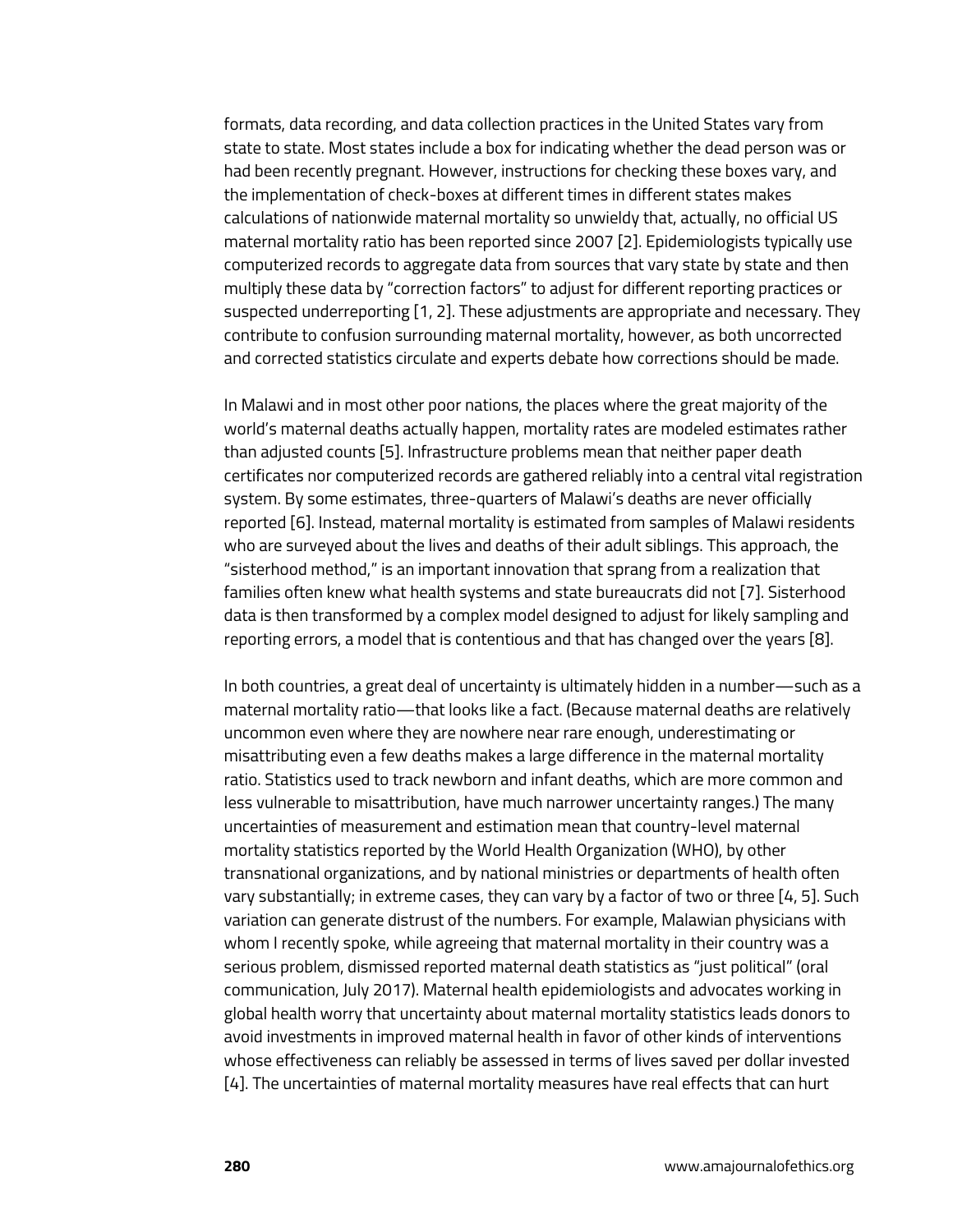formats, data recording, and data collection practices in the United States vary from state to state. Most states include a box for indicating whether the dead person was or had been recently pregnant. However, instructions for checking these boxes vary, and the implementation of check-boxes at different times in different states makes calculations of nationwide maternal mortality so unwieldy that, actually, no official US maternal mortality ratio has been reported since 2007 [2]. Epidemiologists typically use computerized records to aggregate data from sources that vary state by state and then multiply these data by "correction factors" to adjust for different reporting practices or suspected underreporting [1, 2]. These adjustments are appropriate and necessary. They contribute to confusion surrounding maternal mortality, however, as both uncorrected and corrected statistics circulate and experts debate how corrections should be made.

In Malawi and in most other poor nations, the places where the great majority of the world's maternal deaths actually happen, mortality rates are modeled estimates rather than adjusted counts [5]. Infrastructure problems mean that neither paper death certificates nor computerized records are gathered reliably into a central vital registration system. By some estimates, three-quarters of Malawi's deaths are never officially reported [6]. Instead, maternal mortality is estimated from samples of Malawi residents who are surveyed about the lives and deaths of their adult siblings. This approach, the "sisterhood method," is an important innovation that sprang from a realization that families often knew what health systems and state bureaucrats did not [7]. Sisterhood data is then transformed by a complex model designed to adjust for likely sampling and reporting errors, a model that is contentious and that has changed over the years [8].

In both countries, a great deal of uncertainty is ultimately hidden in a number—such as a maternal mortality ratio—that looks like a fact. (Because maternal deaths are relatively uncommon even where they are nowhere near rare enough, underestimating or misattributing even a few deaths makes a large difference in the maternal mortality ratio. Statistics used to track newborn and infant deaths, which are more common and less vulnerable to misattribution, have much narrower uncertainty ranges.) The many uncertainties of measurement and estimation mean that country-level maternal mortality statistics reported by the World Health Organization (WHO), by other transnational organizations, and by national ministries or departments of health often vary substantially; in extreme cases, they can vary by a factor of two or three [4, 5]. Such variation can generate distrust of the numbers. For example, Malawian physicians with whom I recently spoke, while agreeing that maternal mortality in their country was a serious problem, dismissed reported maternal death statistics as "just political" (oral communication, July 2017). Maternal health epidemiologists and advocates working in global health worry that uncertainty about maternal mortality statistics leads donors to avoid investments in improved maternal health in favor of other kinds of interventions whose effectiveness can reliably be assessed in terms of lives saved per dollar invested [4]. The uncertainties of maternal mortality measures have real effects that can hurt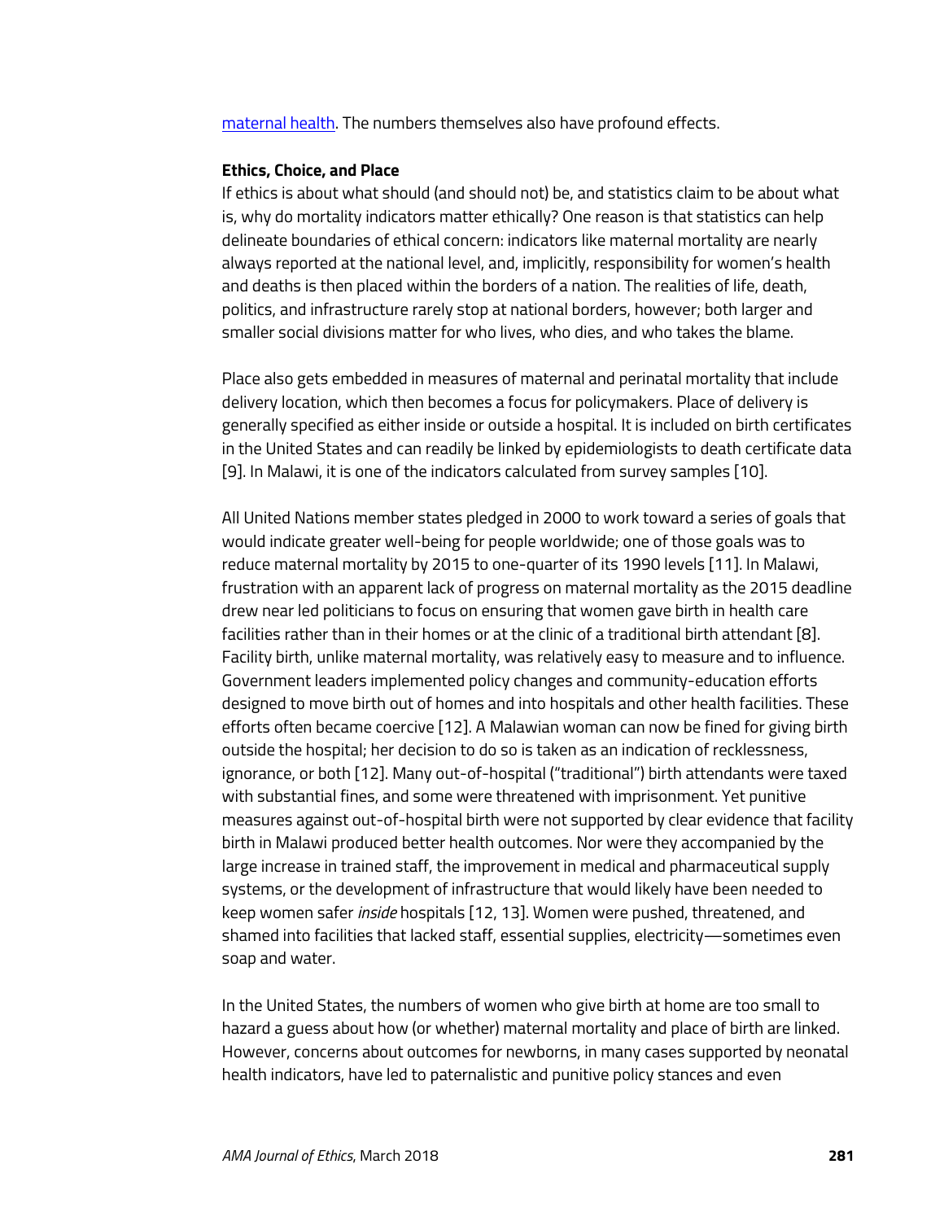maternal health. The numbers themselves also have profound effects.

## Ethics, Choice, and Place

If ethics is about what should (and should not) be, and statistics claim to be about what is, why do mortality indicators matter ethically? One reason is that statistics can help delineate boundaries of ethical concern: indicators like maternal mortality are nearly always reported at the national level, and, implicitly, responsibility for women's health and deaths is then placed within the borders of a nation. The realities of life, death, politics, and infrastructure rarely stop at national borders, however; both larger and smaller social divisions matter for who lives, who dies, and who takes the blame.

Place also gets embedded in measures of maternal and perinatal mortality that include delivery location, which then becomes a focus for policymakers. Place of delivery is generally specified as either inside or outside a hospital. It is included on birth certificates in the United States and can readily be linked by epidemiologists to death certificate data [9]. In Malawi, it is one of the indicators calculated from survey samples [10].

All United Nations member states pledged in 2000 to work toward a series of goals that would indicate greater well-being for people worldwide; one of those goals was to reduce maternal mortality by 2015 to one-quarter of its 1990 levels [11]. In Malawi, frustration with an apparent lack of progress on maternal mortality as the 2015 deadline drew near led politicians to focus on ensuring that women gave birth in health care facilities rather than in their homes or at the clinic of a traditional birth attendant [8]. Facility birth, unlike maternal mortality, was relatively easy to measure and to influence. Government leaders implemented policy changes and community-education efforts designed to move birth out of homes and into hospitals and other health facilities. These efforts often became coercive [12]. A Malawian woman can now be fined for giving birth outside the hospital; her decision to do so is taken as an indication of recklessness, ignorance, or both [12]. Many out-of-hospital ("traditional") birth attendants were taxed with substantial fines, and some were threatened with imprisonment. Yet punitive measures against out-of-hospital birth were not supported by clear evidence that facility birth in Malawi produced better health outcomes. Nor were they accompanied by the large increase in trained staff, the improvement in medical and pharmaceutical supply systems, or the development of infrastructure that would likely have been needed to keep women safer *inside* hospitals [12, 13]. Women were pushed, threatened, and shamed into facilities that lacked staff, essential supplies, electricity—sometimes even soap and water.

In the United States, the numbers of women who give birth at home are too small to hazard a guess about how (or whether) maternal mortality and place of birth are linked. However, concerns about outcomes for newborns, in many cases supported by neonatal health indicators, have led to paternalistic and punitive policy stances and even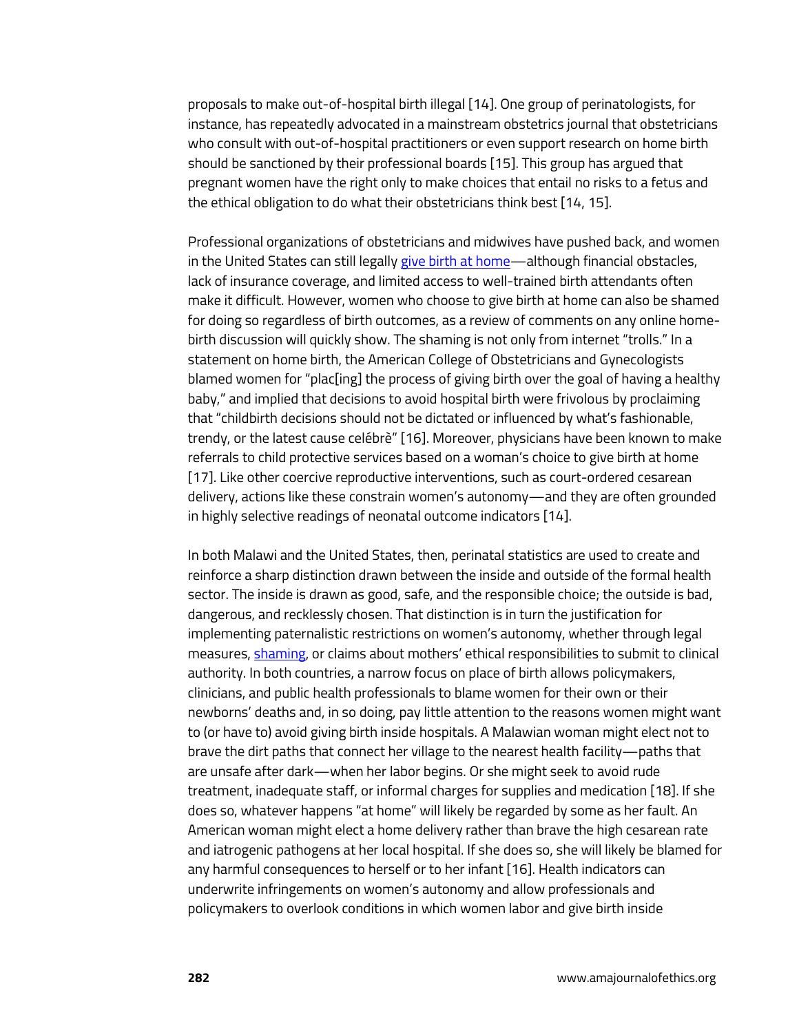proposals to make out-of-hospital birth illegal [14]. One group of perinatologists, for instance, has repeatedly advocated in a mainstream obstetrics journal that obstetricians who consult with out-of-hospital practitioners or even support research on home birth should be sanctioned by their professional boards [15]. This group has argued that pregnant women have the right only to make choices that entail no risks to a fetus and the ethical obligation to do what their obstetricians think best [14, 15].

Professional organizations of obstetricians and midwives have pushed back, and women in the United States can still legally give birth at home—although financial obstacles, lack of insurance coverage, and limited access to well-trained birth attendants often make it difficult. However, women who choose to give birth at home can also be shamed for doing so regardless of birth outcomes, as a review of comments on any online home-birth discussion will quickly show. The shaming is not only from internet "trolls." In a statement on home birth, the American College of Obstetricians and Gynecologists blamed women for "plac[ing] the process of giving birth over the goal of having a healthy baby," and implied that decisions to avoid hospital birth were frivolous by proclaiming that "childbirth decisions should not be dictated or influenced by what's fashionable, trendy, or the latest cause celébrè" [16]. Moreover, physicians have been known to make referrals to child protective services based on a woman's choice to give birth at home [17]. Like other coercive reproductive interventions, such as court-ordered cesarean delivery, actions like these constrain women's autonomy—and they are often grounded in highly selective readings of neonatal outcome indicators [14].

In both Malawi and the United States, then, perinatal statistics are used to create and reinforce a sharp distinction drawn between the inside and outside of the formal health sector. The inside is drawn as good, safe, and the responsible choice; the outside is bad, dangerous, and recklessly chosen. That distinction is in turn the justification for implementing paternalistic restrictions on women's autonomy, whether through legal measures, shaming, or claims about mothers' ethical responsibilities to submit to clinical authority. In both countries, a narrow focus on place of birth allows policymakers, clinicians, and public health professionals to blame women for their own or their newborns' deaths and, in so doing, pay little attention to the reasons women might want to (or have to) avoid giving birth inside hospitals. A Malawian woman might elect not to brave the dirt paths that connect her village to the nearest health facility—paths that are unsafe after dark—when her labor begins. Or she might seek to avoid rude treatment, inadequate staff, or informal charges for supplies and medication [18]. If she does so, whatever happens "at home" will likely be regarded by some as her fault. An American woman might elect a home delivery rather than brave the high cesarean rate and iatrogenic pathogens at her local hospital. If she does so, she will likely be blamed for any harmful consequences to herself or to her infant [16]. Health indicators can underwrite infringements on women's autonomy and allow professionals and policymakers to overlook conditions in which women labor and give birth inside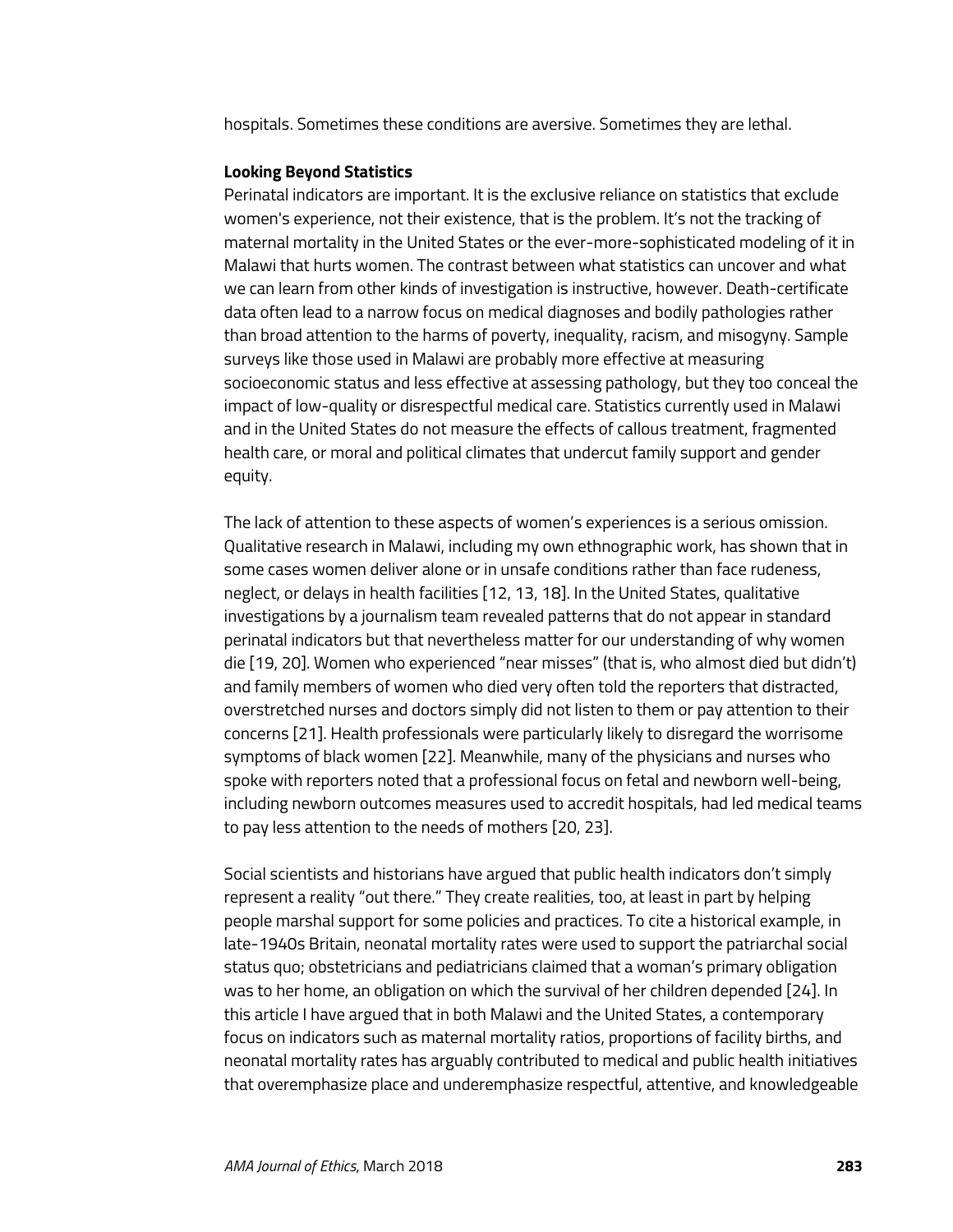hospitals. Sometimes these conditions are aversive. Sometimes they are lethal.

**Looking Beyond Statistics**

Perinatal indicators are important. It is the exclusive reliance on statistics that exclude women's experience, not their existence, that is the problem. It's not the tracking of maternal mortality in the United States or the ever-more-sophisticated modeling of it in Malawi that hurts women. The contrast between what statistics can uncover and what we can learn from other kinds of investigation is instructive, however. Death-certificate data often lead to a narrow focus on medical diagnoses and bodily pathologies rather than broad attention to the harms of poverty, inequality, racism, and misogyny. Sample surveys like those used in Malawi are probably more effective at measuring socioeconomic status and less effective at assessing pathology, but they too conceal the impact of low-quality or disrespectful medical care. Statistics currently used in Malawi and in the United States do not measure the effects of callous treatment, fragmented health care, or moral and political climates that undercut family support and gender equity.

The lack of attention to these aspects of women's experiences is a serious omission. Qualitative research in Malawi, including my own ethnographic work, has shown that in some cases women deliver alone or in unsafe conditions rather than face rudeness, neglect, or delays in health facilities [12, 13, 18]. In the United States, qualitative investigations by a journalism team revealed patterns that do not appear in standard perinatal indicators but that nevertheless matter for our understanding of why women die [19, 20]. Women who experienced "near misses" (that is, who almost died but didn't) and family members of women who died very often told the reporters that distracted, overstretched nurses and doctors simply did not listen to them or pay attention to their concerns [21]. Health professionals were particularly likely to disregard the worrisome symptoms of black women [22]. Meanwhile, many of the physicians and nurses who spoke with reporters noted that a professional focus on fetal and newborn well-being, including newborn outcomes measures used to accredit hospitals, had led medical teams to pay less attention to the needs of mothers [20, 23].

Social scientists and historians have argued that public health indicators don't simply represent a reality "out there." They create realities, too, at least in part by helping people marshal support for some policies and practices. To cite a historical example, in late-1940s Britain, neonatal mortality rates were used to support the patriarchal social status quo; obstetricians and pediatricians claimed that a woman's primary obligation was to her home, an obligation on which the survival of her children depended [24]. In this article I have argued that in both Malawi and the United States, a contemporary focus on indicators such as maternal mortality ratios, proportions of facility births, and neonatal mortality rates has arguably contributed to medical and public health initiatives that overemphasize place and underemphasize respectful, attentive, and knowledgeable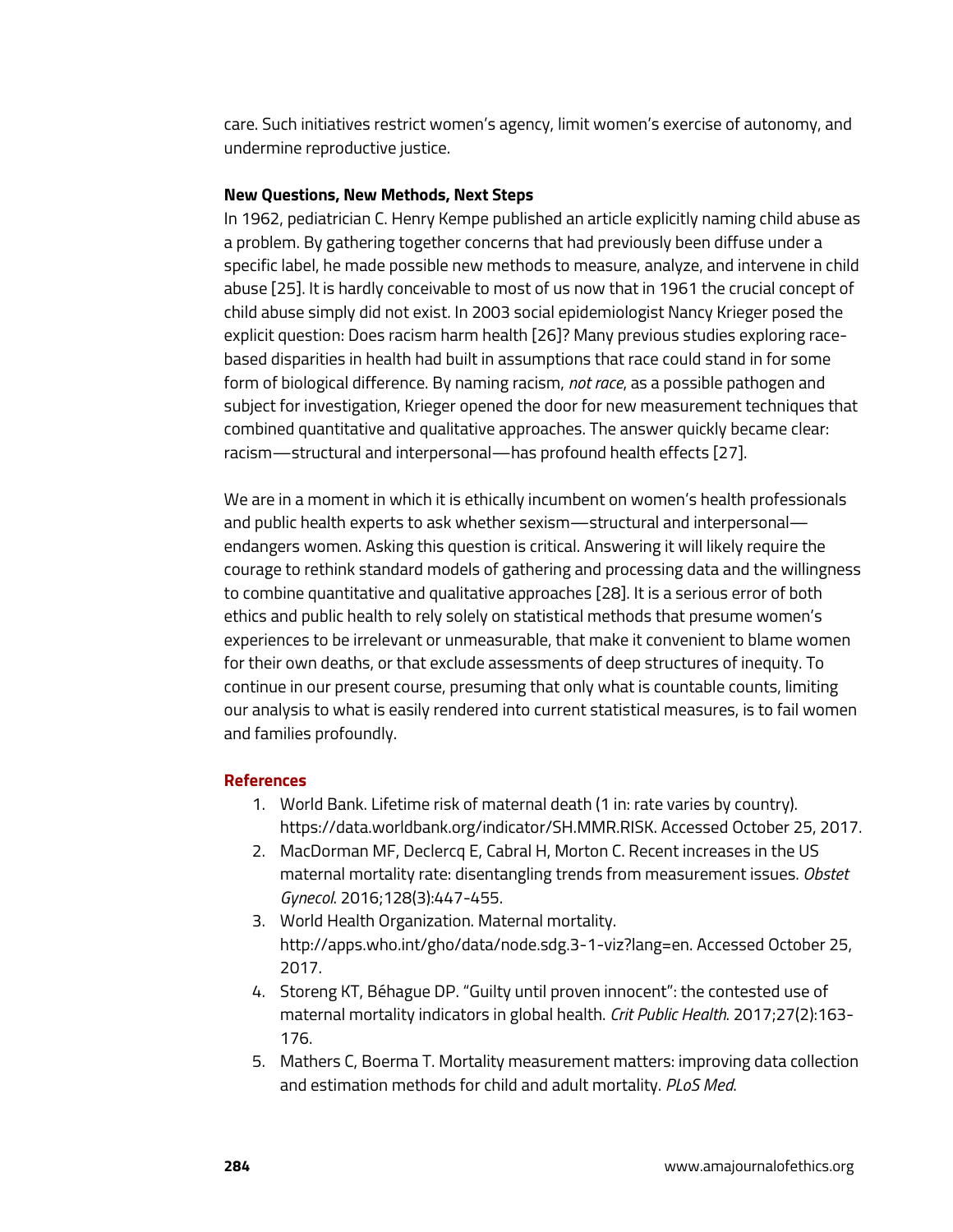care. Such initiatives restrict women's agency, limit women's exercise of autonomy, and undermine reproductive justice.

**New Questions, New Methods, Next Steps**

In 1962, pediatrician C. Henry Kempe published an article explicitly naming child abuse as a problem. By gathering together concerns that had previously been diffuse under a specific label, he made possible new methods to measure, analyze, and intervene in child abuse [25]. It is hardly conceivable to most of us now that in 1961 the crucial concept of child abuse simply did not exist. In 2003 social epidemiologist Nancy Krieger posed the explicit question: Does racism harm health [26]? Many previous studies exploring race-based disparities in health had built in assumptions that race could stand in for some form of biological difference. By naming racism, *not race*, as a possible pathogen and subject for investigation, Krieger opened the door for new measurement techniques that combined quantitative and qualitative approaches. The answer quickly became clear: racism—structural and interpersonal—has profound health effects [27].

We are in a moment in which it is ethically incumbent on women's health professionals and public health experts to ask whether sexism—structural and interpersonal—endangers women. Asking this question is critical. Answering it will likely require the courage to rethink standard models of gathering and processing data and the willingness to combine quantitative and qualitative approaches [28]. It is a serious error of both ethics and public health to rely solely on statistical methods that presume women's experiences to be irrelevant or unmeasurable, that make it convenient to blame women for their own deaths, or that exclude assessments of deep structures of inequity. To continue in our present course, presuming that only what is countable counts, limiting our analysis to what is easily rendered into current statistical measures, is to fail women and families profoundly.

## References

1. World Bank. Lifetime risk of maternal death (1 in: rate varies by country). https://data.worldbank.org/indicator/SH.MMR.RISK. Accessed October 25, 2017.
2. MacDorman MF, Declercq E, Cabral H, Morton C. Recent increases in the US maternal mortality rate: disentangling trends from measurement issues. *Obstet Gynecol*. 2016;128(3):447-455.
3. World Health Organization. Maternal mortality. http://apps.who.int/gho/data/node.sdg.3-1-viz?lang=en. Accessed October 25, 2017.
4. Storeng KT, Béhague DP. "Guilty until proven innocent": the contested use of maternal mortality indicators in global health. *Crit Public Health*. 2017;27(2):163-176.
5. Mathers C, Boerma T. Mortality measurement matters: improving data collection and estimation methods for child and adult mortality. *PLoS Med*.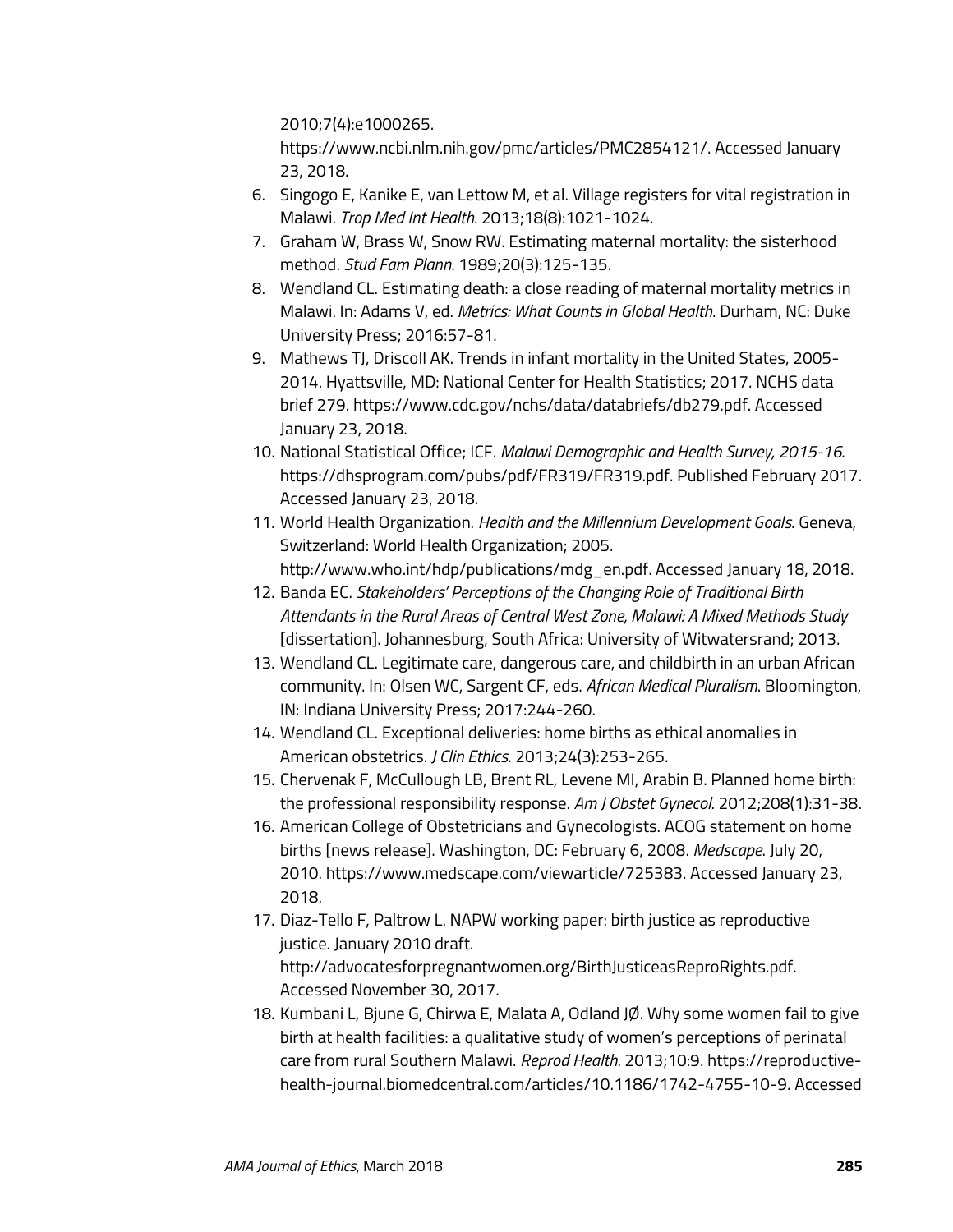2010;7(4):e1000265.
https://www.ncbi.nlm.nih.gov/pmc/articles/PMC2854121/. Accessed January 23, 2018.

6. Singogo E, Kanike E, van Lettow M, et al. Village registers for vital registration in Malawi. *Trop Med Int Health*. 2013;18(8):1021-1024.
7. Graham W, Brass W, Snow RW. Estimating maternal mortality: the sisterhood method. *Stud Fam Plann*. 1989;20(3):125-135.
8. Wendland CL. Estimating death: a close reading of maternal mortality metrics in Malawi. In: Adams V, ed. *Metrics: What Counts in Global Health*. Durham, NC: Duke University Press; 2016:57-81.
9. Mathews TJ, Driscoll AK. Trends in infant mortality in the United States, 2005-2014. Hyattsville, MD: National Center for Health Statistics; 2017. NCHS data brief 279. https://www.cdc.gov/nchs/data/databriefs/db279.pdf. Accessed January 23, 2018.
10. National Statistical Office; ICF. *Malawi Demographic and Health Survey, 2015-16*. https://dhsprogram.com/pubs/pdf/FR319/FR319.pdf. Published February 2017. Accessed January 23, 2018.
11. World Health Organization. *Health and the Millennium Development Goals*. Geneva, Switzerland: World Health Organization; 2005. http://www.who.int/hdp/publications/mdg_en.pdf. Accessed January 18, 2018.
12. Banda EC. *Stakeholders' Perceptions of the Changing Role of Traditional Birth Attendants in the Rural Areas of Central West Zone, Malawi: A Mixed Methods Study* [dissertation]. Johannesburg, South Africa: University of Witwatersrand; 2013.
13. Wendland CL. Legitimate care, dangerous care, and childbirth in an urban African community. In: Olsen WC, Sargent CF, eds. *African Medical Pluralism*. Bloomington, IN: Indiana University Press; 2017:244-260.
14. Wendland CL. Exceptional deliveries: home births as ethical anomalies in American obstetrics. *J Clin Ethics*. 2013;24(3):253-265.
15. Chervenak F, McCullough LB, Brent RL, Levene MI, Arabin B. Planned home birth: the professional responsibility response. *Am J Obstet Gynecol*. 2012;208(1):31-38.
16. American College of Obstetricians and Gynecologists. ACOG statement on home births [news release]. Washington, DC: February 6, 2008. *Medscape*. July 20, 2010. https://www.medscape.com/viewarticle/725383. Accessed January 23, 2018.
17. Diaz-Tello F, Paltrow L. NAPW working paper: birth justice as reproductive justice. January 2010 draft. http://advocatesforpregnantwomen.org/BirthJusticeasReproRights.pdf. Accessed November 30, 2017.
18. Kumbani L, Bjune G, Chirwa E, Malata A, Odland JØ. Why some women fail to give birth at health facilities: a qualitative study of women's perceptions of perinatal care from rural Southern Malawi. *Reprod Health*. 2013;10:9. https://reproductive-health-journal.biomedcentral.com/articles/10.1186/1742-4755-10-9. Accessed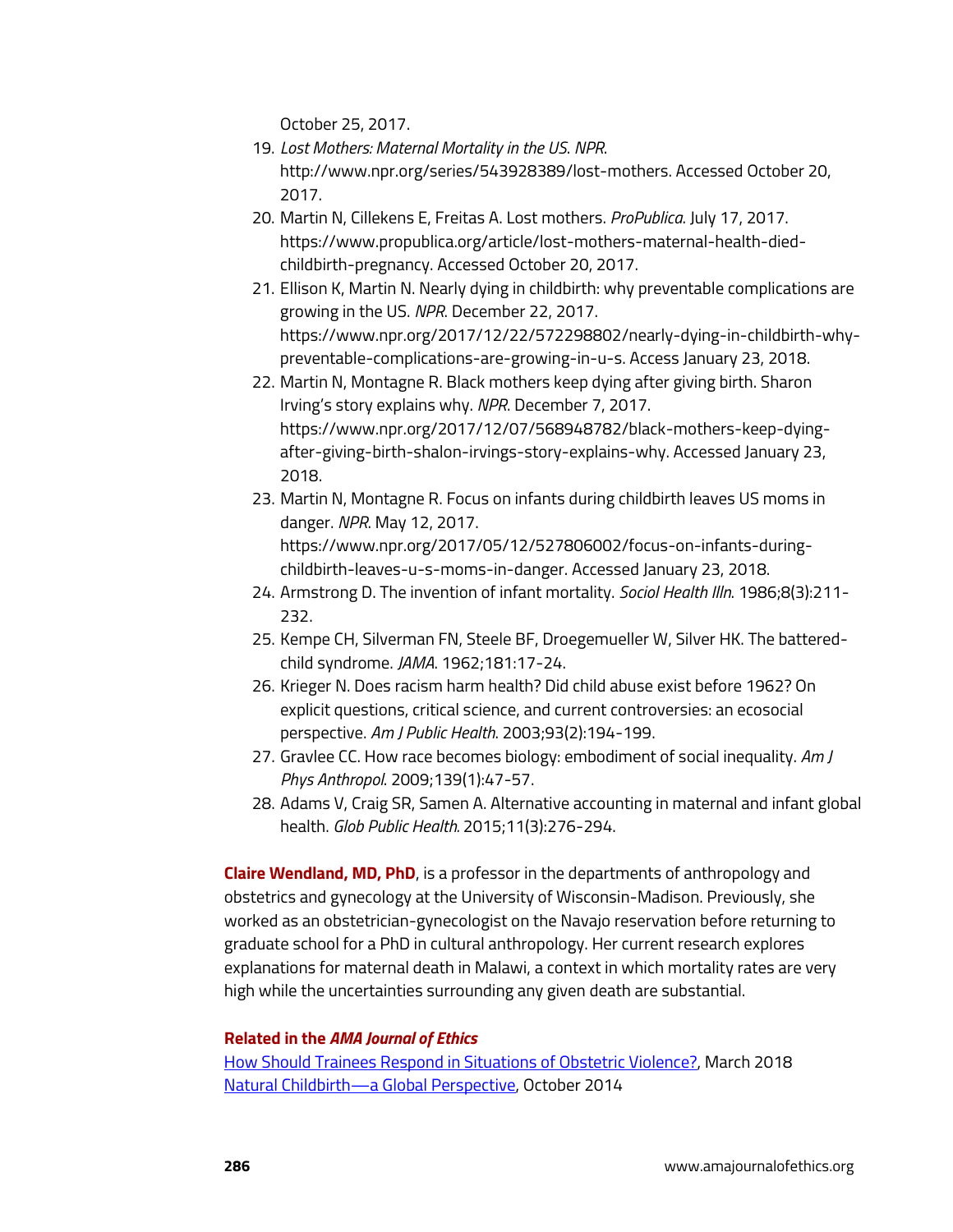October 25, 2017.

19. *Lost Mothers: Maternal Mortality in the US*. *NPR*. http://www.npr.org/series/543928389/lost-mothers. Accessed October 20, 2017.
20. Martin N, Cillekens E, Freitas A. Lost mothers. *ProPublica*. July 17, 2017. https://www.propublica.org/article/lost-mothers-maternal-health-died-childbirth-pregnancy. Accessed October 20, 2017.
21. Ellison K, Martin N. Nearly dying in childbirth: why preventable complications are growing in the US. *NPR*. December 22, 2017. https://www.npr.org/2017/12/22/572298802/nearly-dying-in-childbirth-why-preventable-complications-are-growing-in-u-s. Access January 23, 2018.
22. Martin N, Montagne R. Black mothers keep dying after giving birth. Sharon Irving's story explains why. *NPR*. December 7, 2017. https://www.npr.org/2017/12/07/568948782/black-mothers-keep-dying-after-giving-birth-shalon-irvings-story-explains-why. Accessed January 23, 2018.
23. Martin N, Montagne R. Focus on infants during childbirth leaves US moms in danger. *NPR*. May 12, 2017. https://www.npr.org/2017/05/12/527806002/focus-on-infants-during-childbirth-leaves-u-s-moms-in-danger. Accessed January 23, 2018.
24. Armstrong D. The invention of infant mortality. *Sociol Health Illn*. 1986;8(3):211-232.
25. Kempe CH, Silverman FN, Steele BF, Droegemueller W, Silver HK. The battered-child syndrome. *JAMA*. 1962;181:17-24.
26. Krieger N. Does racism harm health? Did child abuse exist before 1962? On explicit questions, critical science, and current controversies: an ecosocial perspective. *Am J Public Health*. 2003;93(2):194-199.
27. Gravlee CC. How race becomes biology: embodiment of social inequality. *Am J Phys Anthropol*. 2009;139(1):47-57.
28. Adams V, Craig SR, Samen A. Alternative accounting in maternal and infant global health. *Glob Public Health*. 2015;11(3):276-294.

**Claire Wendland, MD, PhD**, is a professor in the departments of anthropology and obstetrics and gynecology at the University of Wisconsin-Madison. Previously, she worked as an obstetrician-gynecologist on the Navajo reservation before returning to graduate school for a PhD in cultural anthropology. Her current research explores explanations for maternal death in Malawi, a context in which mortality rates are very high while the uncertainties surrounding any given death are substantial.

**Related in the *AMA Journal of Ethics***

How Should Trainees Respond in Situations of Obstetric Violence?, March 2018
Natural Childbirth—a Global Perspective, October 2014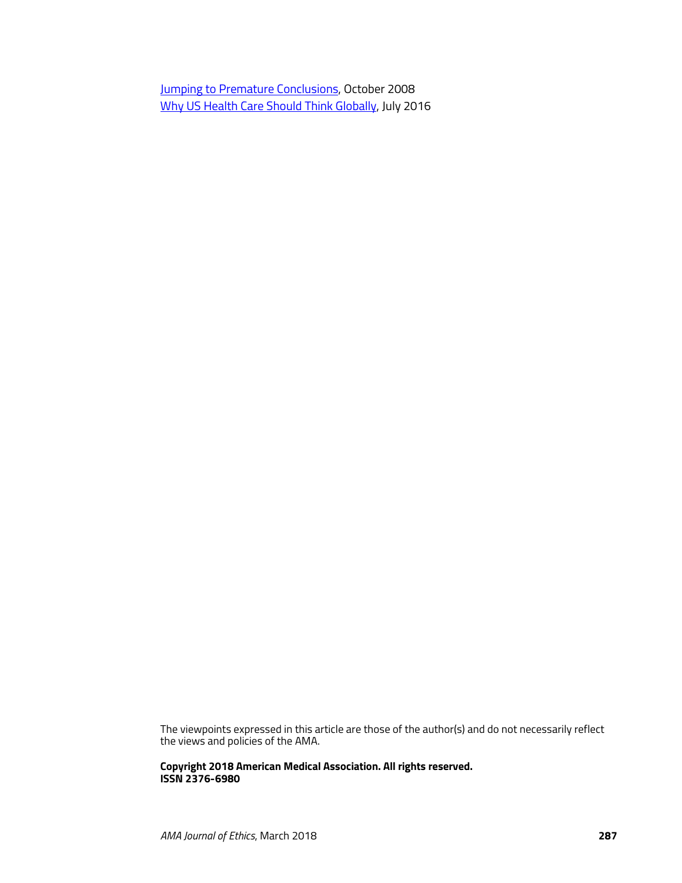Jumping to Premature Conclusions, October 2008
Why US Health Care Should Think Globally, July 2016

The viewpoints expressed in this article are those of the author(s) and do not necessarily reflect the views and policies of the AMA.

**Copyright 2018 American Medical Association. All rights reserved.**
**ISSN 2376-6980**